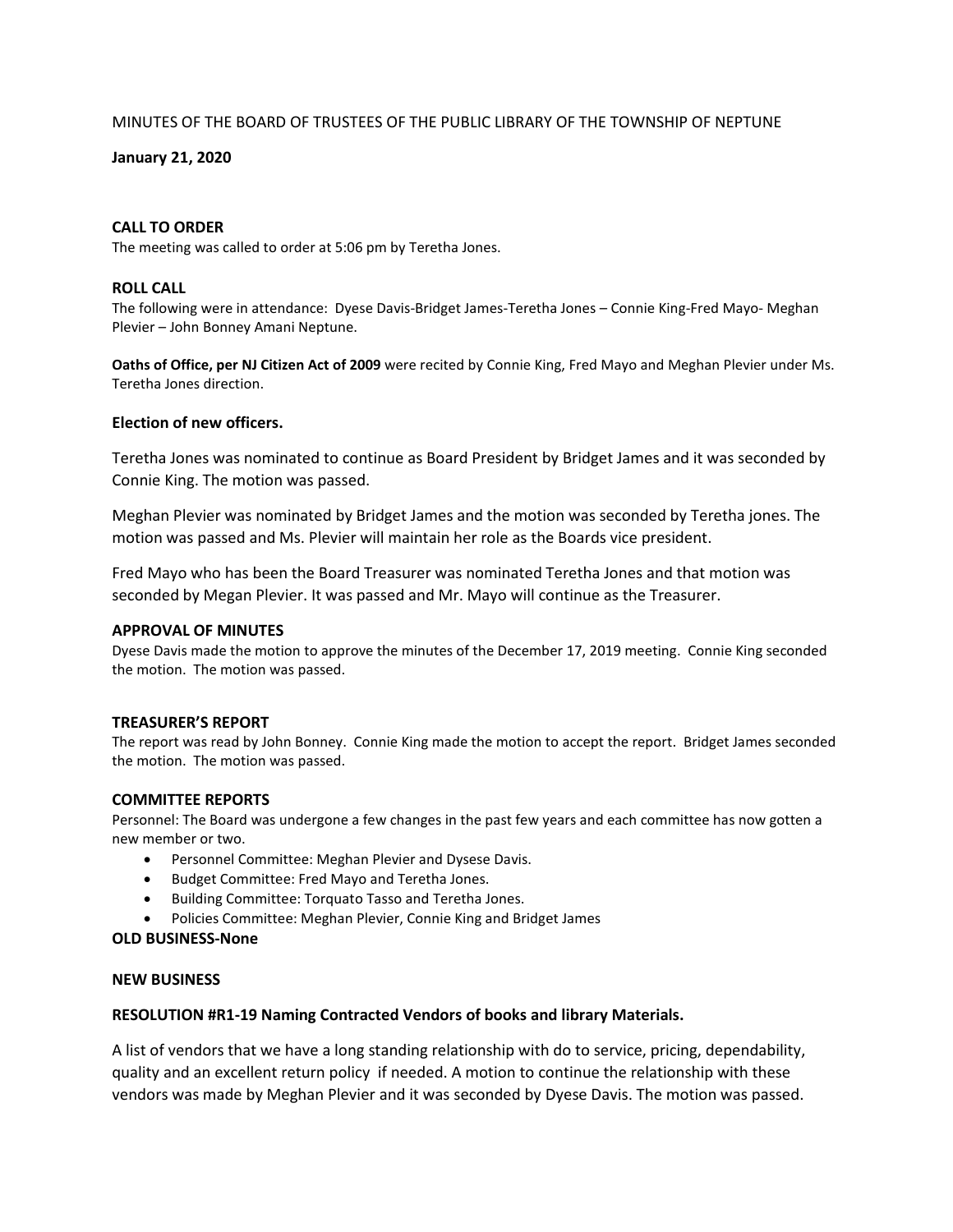MINUTES OF THE BOARD OF TRUSTEES OF THE PUBLIC LIBRARY OF THE TOWNSHIP OF NEPTUNE

**January 21, 2020**

**CALL TO ORDER**

The meeting was called to order at 5:06 pm by Teretha Jones.

**ROLL CALL**

The following were in attendance: Dyese Davis-Bridget James-Teretha Jones – Connie King-Fred Mayo- Meghan Plevier – John Bonney Amani Neptune.

**Oaths of Office, per NJ Citizen Act of 2009** were recited by Connie King, Fred Mayo and Meghan Plevier under Ms. Teretha Jones direction.

**Election of new officers.**

Teretha Jones was nominated to continue as Board President by Bridget James and it was seconded by Connie King. The motion was passed.

Meghan Plevier was nominated by Bridget James and the motion was seconded by Teretha jones. The motion was passed and Ms. Plevier will maintain her role as the Boards vice president.

Fred Mayo who has been the Board Treasurer was nominated Teretha Jones and that motion was seconded by Megan Plevier. It was passed and Mr. Mayo will continue as the Treasurer.

**APPROVAL OF MINUTES**

Dyese Davis made the motion to approve the minutes of the December 17, 2019 meeting. Connie King seconded the motion. The motion was passed.

**TREASURER'S REPORT**

The report was read by John Bonney. Connie King made the motion to accept the report. Bridget James seconded the motion. The motion was passed.

**COMMITTEE REPORTS**

Personnel: The Board was undergone a few changes in the past few years and each committee has now gotten a new member or two.

- Personnel Committee: Meghan Plevier and Dysese Davis.
- Budget Committee: Fred Mayo and Teretha Jones.
- Building Committee: Torquato Tasso and Teretha Jones.
- Policies Committee: Meghan Plevier, Connie King and Bridget James

**OLD BUSINESS-None**

**NEW BUSINESS**

**RESOLUTION #R1-19 Naming Contracted Vendors of books and library Materials.**

A list of vendors that we have a long standing relationship with do to service, pricing, dependability, quality and an excellent return policy if needed. A motion to continue the relationship with these vendors was made by Meghan Plevier and it was seconded by Dyese Davis. The motion was passed.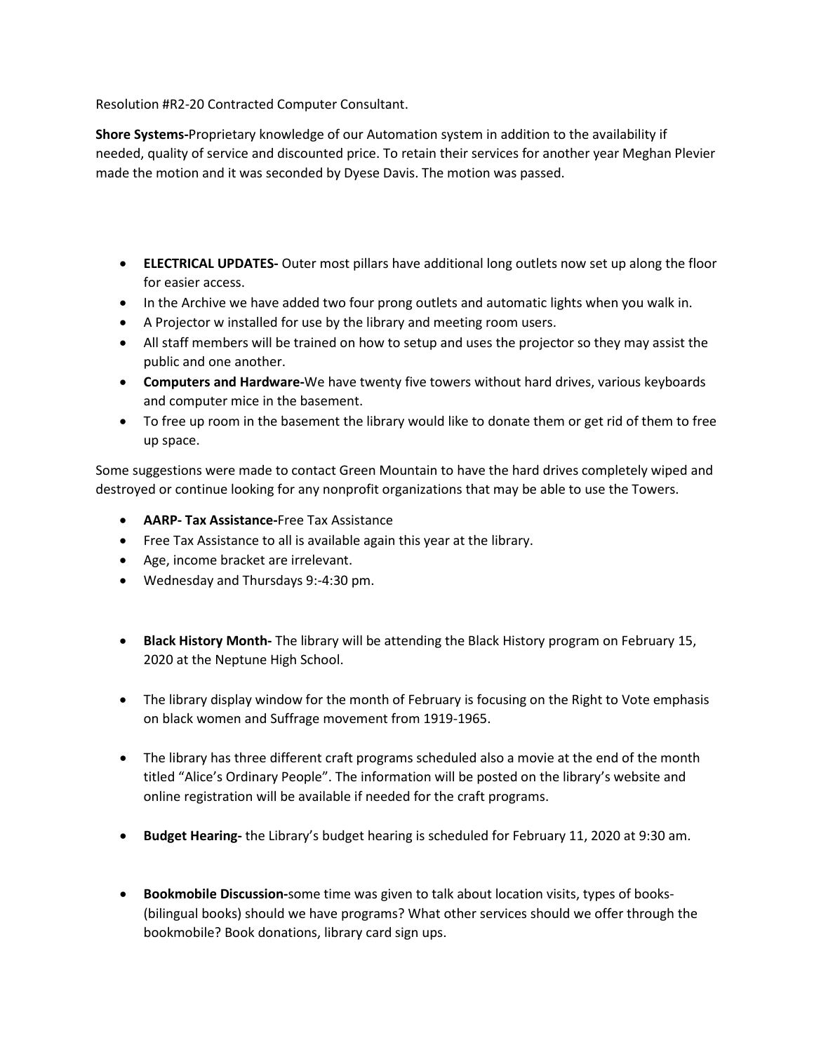Resolution #R2-20 Contracted Computer Consultant.

**Shore Systems-**Proprietary knowledge of our Automation system in addition to the availability if needed, quality of service and discounted price. To retain their services for another year Meghan Plevier made the motion and it was seconded by Dyese Davis. The motion was passed.

- **ELECTRICAL UPDATES-** Outer most pillars have additional long outlets now set up along the floor for easier access.
- In the Archive we have added two four prong outlets and automatic lights when you walk in.
- A Projector w installed for use by the library and meeting room users.
- All staff members will be trained on how to setup and uses the projector so they may assist the public and one another.
- **Computers and Hardware-**We have twenty five towers without hard drives, various keyboards and computer mice in the basement.
- To free up room in the basement the library would like to donate them or get rid of them to free up space.

Some suggestions were made to contact Green Mountain to have the hard drives completely wiped and destroyed or continue looking for any nonprofit organizations that may be able to use the Towers.

- **AARP- Tax Assistance-**Free Tax Assistance
- Free Tax Assistance to all is available again this year at the library.
- Age, income bracket are irrelevant.
- Wednesday and Thursdays 9:-4:30 pm.

- **Black History Month-** The library will be attending the Black History program on February 15, 2020 at the Neptune High School.

- The library display window for the month of February is focusing on the Right to Vote emphasis on black women and Suffrage movement from 1919-1965.

- The library has three different craft programs scheduled also a movie at the end of the month titled "Alice's Ordinary People". The information will be posted on the library's website and online registration will be available if needed for the craft programs.

- **Budget Hearing-** the Library's budget hearing is scheduled for February 11, 2020 at 9:30 am.

- **Bookmobile Discussion-**some time was given to talk about location visits, types of books- (bilingual books) should we have programs? What other services should we offer through the bookmobile? Book donations, library card sign ups.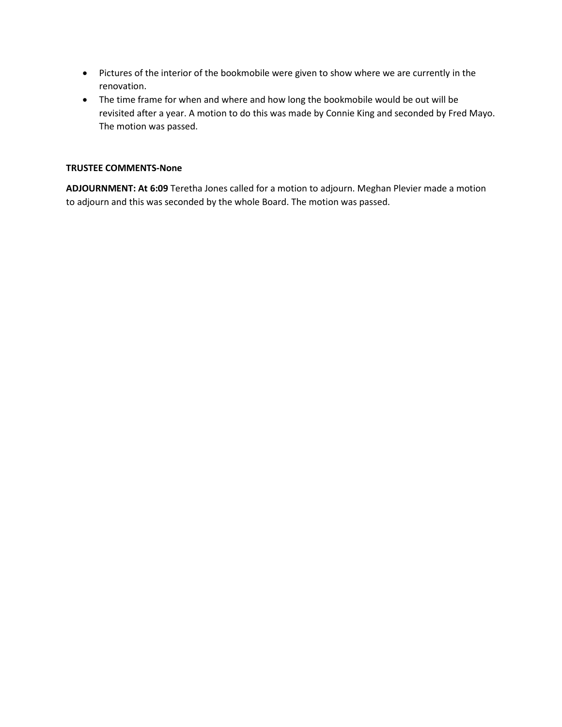- Pictures of the interior of the bookmobile were given to show where we are currently in the renovation.
- The time frame for when and where and how long the bookmobile would be out will be revisited after a year. A motion to do this was made by Connie King and seconded by Fred Mayo. The motion was passed.

**TRUSTEE COMMENTS-None**

**ADJOURNMENT: At 6:09** Teretha Jones called for a motion to adjourn. Meghan Plevier made a motion to adjourn and this was seconded by the whole Board. The motion was passed.